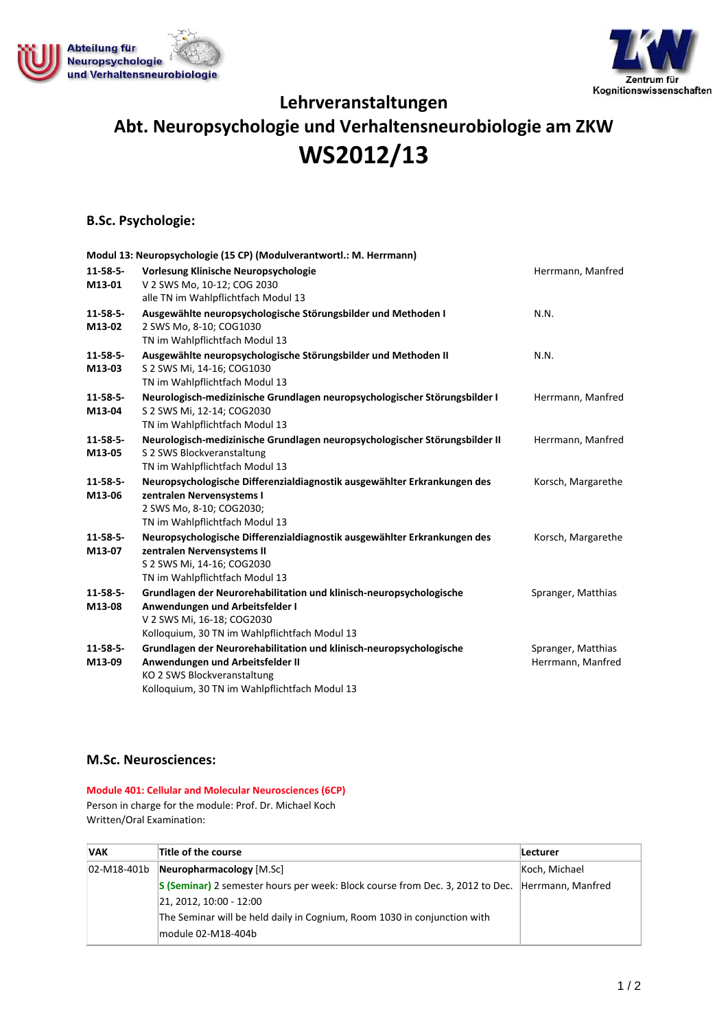Abteilung für Neuropsychologie und Verhaltensneurobiologie

Zentrum für Kognitionswissenschaften

# Lehrveranstaltungen
# Abt. Neuropsychologie und Verhaltensneurobiologie am ZKW
# WS2012/13

## B.Sc. Psychologie:

**Modul 13: Neuropsychologie (15 CP) (Modulverantwortl.: M. Herrmann)**

| Nr. | Veranstaltung | Dozent |
|---|---|---|
| **11-58-5-M13-01** | **Vorlesung Klinische Neuropsychologie**<br>V 2 SWS Mo, 10-12; COG 2030<br>alle TN im Wahlpflichtfach Modul 13 | Herrmann, Manfred |
| **11-58-5-M13-02** | **Ausgewählte neuropsychologische Störungsbilder und Methoden I**<br>2 SWS Mo, 8-10; COG1030<br>TN im Wahlpflichtfach Modul 13 | N.N. |
| **11-58-5-M13-03** | **Ausgewählte neuropsychologische Störungsbilder und Methoden II**<br>S 2 SWS Mi, 14-16; COG1030<br>TN im Wahlpflichtfach Modul 13 | N.N. |
| **11-58-5-M13-04** | **Neurologisch-medizinische Grundlagen neuropsychologischer Störungsbilder I**<br>S 2 SWS Mi, 12-14; COG2030<br>TN im Wahlpflichtfach Modul 13 | Herrmann, Manfred |
| **11-58-5-M13-05** | **Neurologisch-medizinische Grundlagen neuropsychologischer Störungsbilder II**<br>S 2 SWS Blockveranstaltung<br>TN im Wahlpflichtfach Modul 13 | Herrmann, Manfred |
| **11-58-5-M13-06** | **Neuropsychologische Differenzialdiagnostik ausgewählter Erkrankungen des zentralen Nervensystems I**<br>2 SWS Mo, 8-10; COG2030;<br>TN im Wahlpflichtfach Modul 13 | Korsch, Margarethe |
| **11-58-5-M13-07** | **Neuropsychologische Differenzialdiagnostik ausgewählter Erkrankungen des zentralen Nervensystems II**<br>S 2 SWS Mi, 14-16; COG2030<br>TN im Wahlpflichtfach Modul 13 | Korsch, Margarethe |
| **11-58-5-M13-08** | **Grundlagen der Neurorehabilitation und klinisch-neuropsychologische Anwendungen und Arbeitsfelder I**<br>V 2 SWS Mi, 16-18; COG2030<br>Kolloquium, 30 TN im Wahlpflichtfach Modul 13 | Spranger, Matthias |
| **11-58-5-M13-09** | **Grundlagen der Neurorehabilitation und klinisch-neuropsychologische Anwendungen und Arbeitsfelder II**<br>KO 2 SWS Blockveranstaltung<br>Kolloquium, 30 TN im Wahlpflichtfach Modul 13 | Spranger, Matthias<br>Herrmann, Manfred |

## M.Sc. Neurosciences:

**Module 401: Cellular and Molecular Neurosciences (6CP)**

Person in charge for the module: Prof. Dr. Michael Koch

Written/Oral Examination:

| VAK | Title of the course | Lecturer |
|---|---|---|
| 02-M18-401b | **Neuropharmacology** [M.Sc]<br>**S (Seminar)** 2 semester hours per week: Block course from Dec. 3, 2012 to Dec. 21, 2012, 10:00 - 12:00<br>The Seminar will be held daily in Cognium, Room 1030 in conjunction with module 02-M18-404b | Koch, Michael<br>Herrmann, Manfred |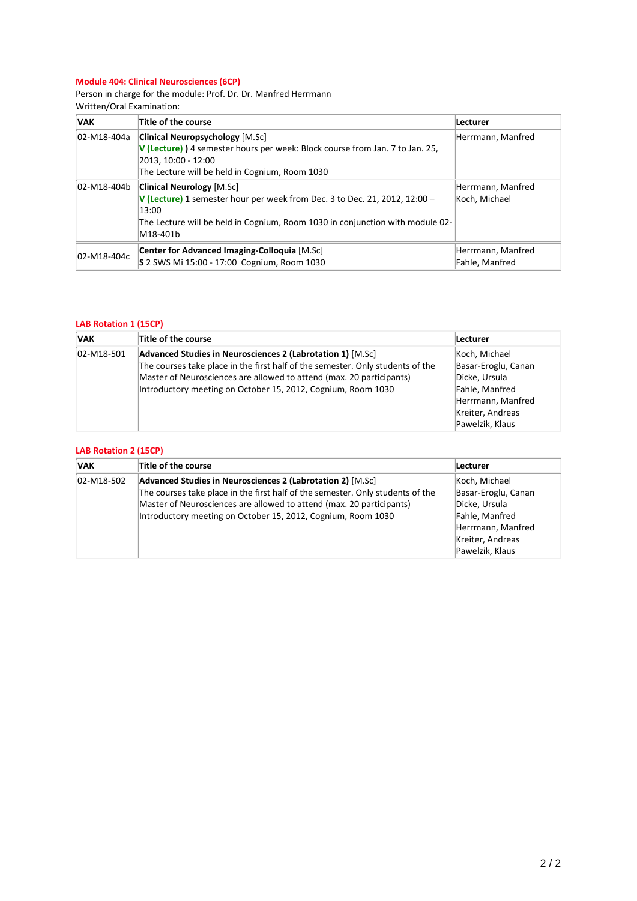### Module 404: Clinical Neurosciences (6CP)

Person in charge for the module: Prof. Dr. Dr. Manfred Herrmann
Written/Oral Examination:

| VAK | Title of the course | Lecturer |
| --- | --- | --- |
| 02-M18-404a | **Clinical Neuropsychology** [M.Sc]<br>**V (Lecture) )** 4 semester hours per week: Block course from Jan. 7 to Jan. 25, 2013, 10:00 - 12:00<br>The Lecture will be held in Cognium, Room 1030 | Herrmann, Manfred |
| 02-M18-404b | **Clinical Neurology** [M.Sc]<br>**V (Lecture)** 1 semester hour per week from Dec. 3 to Dec. 21, 2012, 12:00 – 13:00<br>The Lecture will be held in Cognium, Room 1030 in conjunction with module 02-M18-401b | Herrmann, Manfred<br>Koch, Michael |
| 02-M18-404c | **Center for Advanced Imaging-Colloquia** [M.Sc]<br>**S** 2 SWS Mi 15:00 - 17:00 Cognium, Room 1030 | Herrmann, Manfred<br>Fahle, Manfred |

### LAB Rotation 1 (15CP)

| VAK | Title of the course | Lecturer |
| --- | --- | --- |
| 02-M18-501 | **Advanced Studies in Neurosciences 2 (Labrotation 1)** [M.Sc]<br>The courses take place in the first half of the semester. Only students of the Master of Neurosciences are allowed to attend (max. 20 participants)<br>Introductory meeting on October 15, 2012, Cognium, Room 1030 | Koch, Michael<br>Basar-Eroglu, Canan<br>Dicke, Ursula<br>Fahle, Manfred<br>Herrmann, Manfred<br>Kreiter, Andreas<br>Pawelzik, Klaus |

### LAB Rotation 2 (15CP)

| VAK | Title of the course | Lecturer |
| --- | --- | --- |
| 02-M18-502 | **Advanced Studies in Neurosciences 2 (Labrotation 2)** [M.Sc]<br>The courses take place in the first half of the semester. Only students of the Master of Neurosciences are allowed to attend (max. 20 participants)<br>Introductory meeting on October 15, 2012, Cognium, Room 1030 | Koch, Michael<br>Basar-Eroglu, Canan<br>Dicke, Ursula<br>Fahle, Manfred<br>Herrmann, Manfred<br>Kreiter, Andreas<br>Pawelzik, Klaus |